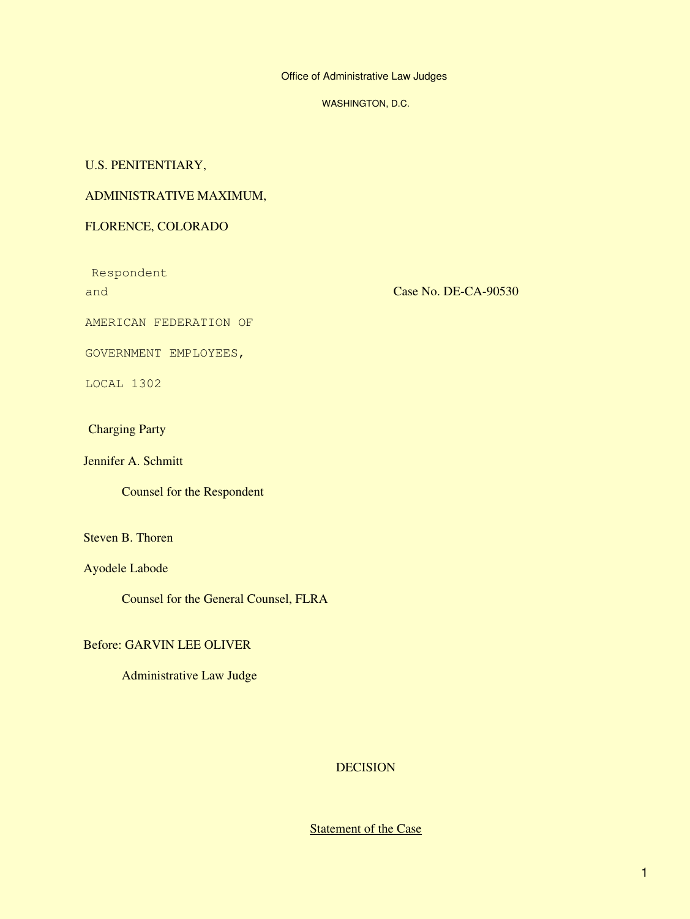Office of Administrative Law Judges

WASHINGTON, D.C.

U.S. PENITENTIARY,

ADMINISTRATIVE MAXIMUM,

FLORENCE, COLORADO

Respondent

and

Case No. DE-CA-90530

AMERICAN FEDERATION OF

GOVERNMENT EMPLOYEES,

LOCAL 1302

Charging Party

Jennifer A. Schmitt

Counsel for the Respondent

Steven B. Thoren

Ayodele Labode

Counsel for the General Counsel, FLRA

Before: GARVIN LEE OLIVER

Administrative Law Judge

# DECISION

## Statement of the Case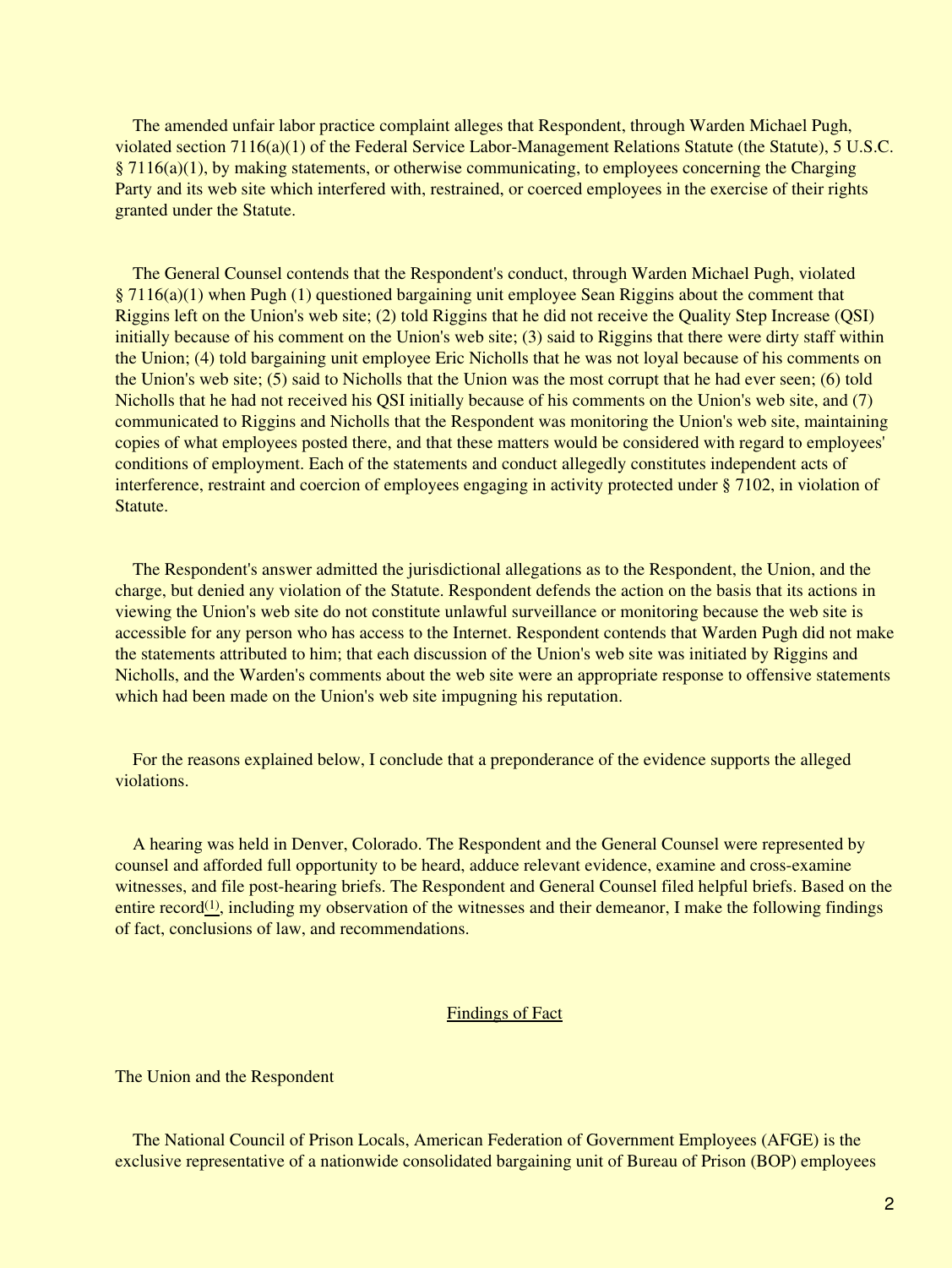The amended unfair labor practice complaint alleges that Respondent, through Warden Michael Pugh, violated section 7116(a)(1) of the Federal Service Labor-Management Relations Statute (the Statute), 5 U.S.C. § 7116(a)(1), by making statements, or otherwise communicating, to employees concerning the Charging Party and its web site which interfered with, restrained, or coerced employees in the exercise of their rights granted under the Statute.

The General Counsel contends that the Respondent's conduct, through Warden Michael Pugh, violated § 7116(a)(1) when Pugh (1) questioned bargaining unit employee Sean Riggins about the comment that Riggins left on the Union's web site; (2) told Riggins that he did not receive the Quality Step Increase (QSI) initially because of his comment on the Union's web site; (3) said to Riggins that there were dirty staff within the Union; (4) told bargaining unit employee Eric Nicholls that he was not loyal because of his comments on the Union's web site; (5) said to Nicholls that the Union was the most corrupt that he had ever seen; (6) told Nicholls that he had not received his QSI initially because of his comments on the Union's web site, and (7) communicated to Riggins and Nicholls that the Respondent was monitoring the Union's web site, maintaining copies of what employees posted there, and that these matters would be considered with regard to employees' conditions of employment. Each of the statements and conduct allegedly constitutes independent acts of interference, restraint and coercion of employees engaging in activity protected under § 7102, in violation of Statute.

The Respondent's answer admitted the jurisdictional allegations as to the Respondent, the Union, and the charge, but denied any violation of the Statute. Respondent defends the action on the basis that its actions in viewing the Union's web site do not constitute unlawful surveillance or monitoring because the web site is accessible for any person who has access to the Internet. Respondent contends that Warden Pugh did not make the statements attributed to him; that each discussion of the Union's web site was initiated by Riggins and Nicholls, and the Warden's comments about the web site were an appropriate response to offensive statements which had been made on the Union's web site impugning his reputation.

For the reasons explained below, I conclude that a preponderance of the evidence supports the alleged violations.

A hearing was held in Denver, Colorado. The Respondent and the General Counsel were represented by counsel and afforded full opportunity to be heard, adduce relevant evidence, examine and cross-examine witnesses, and file post-hearing briefs. The Respondent and General Counsel filed helpful briefs. Based on the entire record[1], including my observation of the witnesses and their demeanor, I make the following findings of fact, conclusions of law, and recommendations.

## Findings of Fact

The Union and the Respondent

The National Council of Prison Locals, American Federation of Government Employees (AFGE) is the exclusive representative of a nationwide consolidated bargaining unit of Bureau of Prison (BOP) employees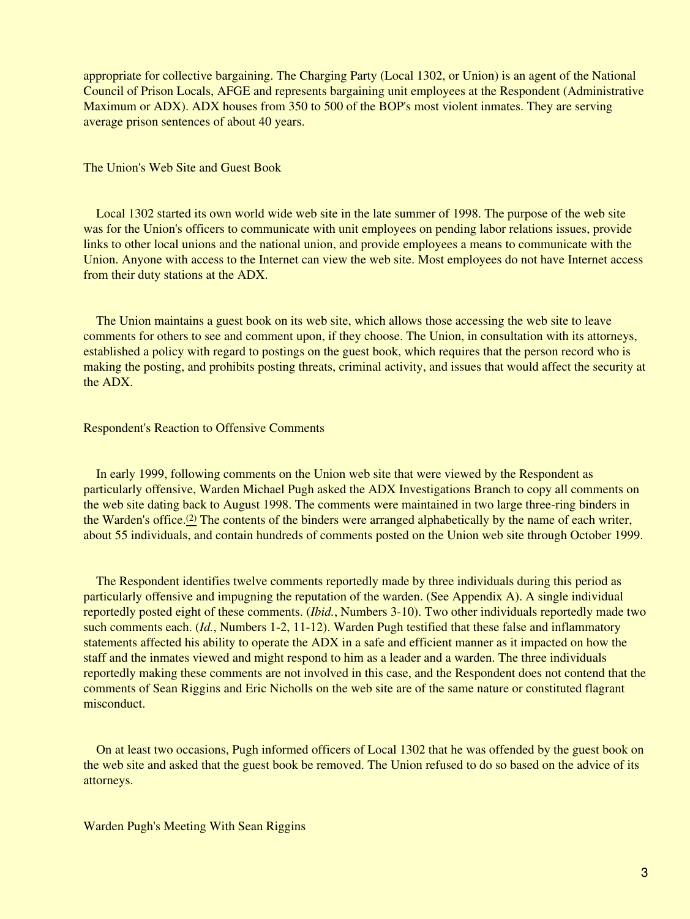appropriate for collective bargaining. The Charging Party (Local 1302, or Union) is an agent of the National Council of Prison Locals, AFGE and represents bargaining unit employees at the Respondent (Administrative Maximum or ADX). ADX houses from 350 to 500 of the BOP's most violent inmates. They are serving average prison sentences of about 40 years.

## The Union's Web Site and Guest Book

Local 1302 started its own world wide web site in the late summer of 1998. The purpose of the web site was for the Union's officers to communicate with unit employees on pending labor relations issues, provide links to other local unions and the national union, and provide employees a means to communicate with the Union. Anyone with access to the Internet can view the web site. Most employees do not have Internet access from their duty stations at the ADX.

The Union maintains a guest book on its web site, which allows those accessing the web site to leave comments for others to see and comment upon, if they choose. The Union, in consultation with its attorneys, established a policy with regard to postings on the guest book, which requires that the person record who is making the posting, and prohibits posting threats, criminal activity, and issues that would affect the security at the ADX.

## Respondent's Reaction to Offensive Comments

In early 1999, following comments on the Union web site that were viewed by the Respondent as particularly offensive, Warden Michael Pugh asked the ADX Investigations Branch to copy all comments on the web site dating back to August 1998. The comments were maintained in two large three-ring binders in the Warden's office.(2) The contents of the binders were arranged alphabetically by the name of each writer, about 55 individuals, and contain hundreds of comments posted on the Union web site through October 1999.

The Respondent identifies twelve comments reportedly made by three individuals during this period as particularly offensive and impugning the reputation of the warden. (See Appendix A). A single individual reportedly posted eight of these comments. (*Ibid.*, Numbers 3-10). Two other individuals reportedly made two such comments each. (*Id.*, Numbers 1-2, 11-12). Warden Pugh testified that these false and inflammatory statements affected his ability to operate the ADX in a safe and efficient manner as it impacted on how the staff and the inmates viewed and might respond to him as a leader and a warden. The three individuals reportedly making these comments are not involved in this case, and the Respondent does not contend that the comments of Sean Riggins and Eric Nicholls on the web site are of the same nature or constituted flagrant misconduct.

On at least two occasions, Pugh informed officers of Local 1302 that he was offended by the guest book on the web site and asked that the guest book be removed. The Union refused to do so based on the advice of its attorneys.

## Warden Pugh's Meeting With Sean Riggins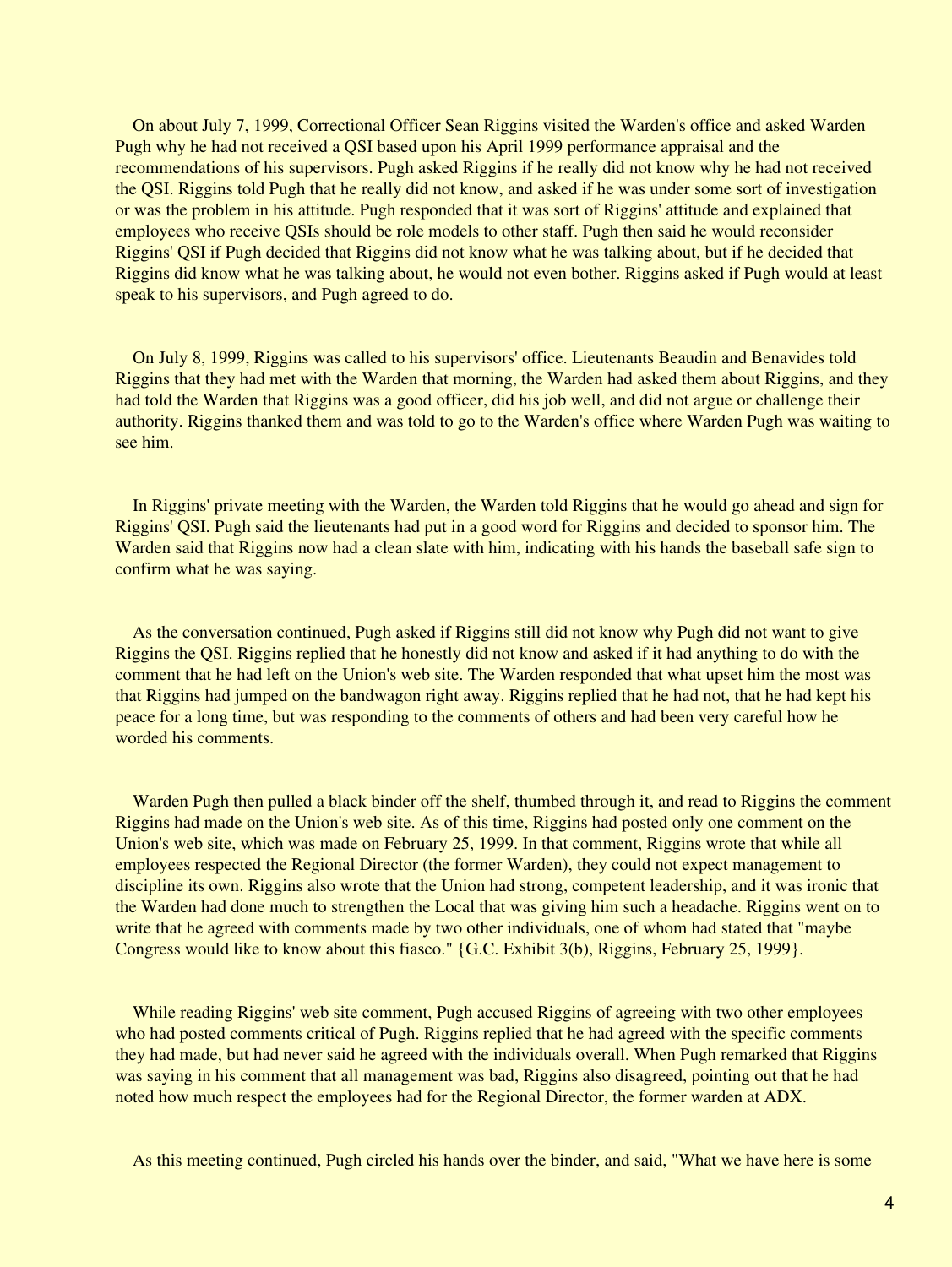On about July 7, 1999, Correctional Officer Sean Riggins visited the Warden's office and asked Warden Pugh why he had not received a QSI based upon his April 1999 performance appraisal and the recommendations of his supervisors. Pugh asked Riggins if he really did not know why he had not received the QSI. Riggins told Pugh that he really did not know, and asked if he was under some sort of investigation or was the problem in his attitude. Pugh responded that it was sort of Riggins' attitude and explained that employees who receive QSIs should be role models to other staff. Pugh then said he would reconsider Riggins' QSI if Pugh decided that Riggins did not know what he was talking about, but if he decided that Riggins did know what he was talking about, he would not even bother. Riggins asked if Pugh would at least speak to his supervisors, and Pugh agreed to do.

On July 8, 1999, Riggins was called to his supervisors' office. Lieutenants Beaudin and Benavides told Riggins that they had met with the Warden that morning, the Warden had asked them about Riggins, and they had told the Warden that Riggins was a good officer, did his job well, and did not argue or challenge their authority. Riggins thanked them and was told to go to the Warden's office where Warden Pugh was waiting to see him.

In Riggins' private meeting with the Warden, the Warden told Riggins that he would go ahead and sign for Riggins' QSI. Pugh said the lieutenants had put in a good word for Riggins and decided to sponsor him. The Warden said that Riggins now had a clean slate with him, indicating with his hands the baseball safe sign to confirm what he was saying.

As the conversation continued, Pugh asked if Riggins still did not know why Pugh did not want to give Riggins the QSI. Riggins replied that he honestly did not know and asked if it had anything to do with the comment that he had left on the Union's web site. The Warden responded that what upset him the most was that Riggins had jumped on the bandwagon right away. Riggins replied that he had not, that he had kept his peace for a long time, but was responding to the comments of others and had been very careful how he worded his comments.

Warden Pugh then pulled a black binder off the shelf, thumbed through it, and read to Riggins the comment Riggins had made on the Union's web site. As of this time, Riggins had posted only one comment on the Union's web site, which was made on February 25, 1999. In that comment, Riggins wrote that while all employees respected the Regional Director (the former Warden), they could not expect management to discipline its own. Riggins also wrote that the Union had strong, competent leadership, and it was ironic that the Warden had done much to strengthen the Local that was giving him such a headache. Riggins went on to write that he agreed with comments made by two other individuals, one of whom had stated that "maybe Congress would like to know about this fiasco." {G.C. Exhibit 3(b), Riggins, February 25, 1999}.

While reading Riggins' web site comment, Pugh accused Riggins of agreeing with two other employees who had posted comments critical of Pugh. Riggins replied that he had agreed with the specific comments they had made, but had never said he agreed with the individuals overall. When Pugh remarked that Riggins was saying in his comment that all management was bad, Riggins also disagreed, pointing out that he had noted how much respect the employees had for the Regional Director, the former warden at ADX.

As this meeting continued, Pugh circled his hands over the binder, and said, "What we have here is some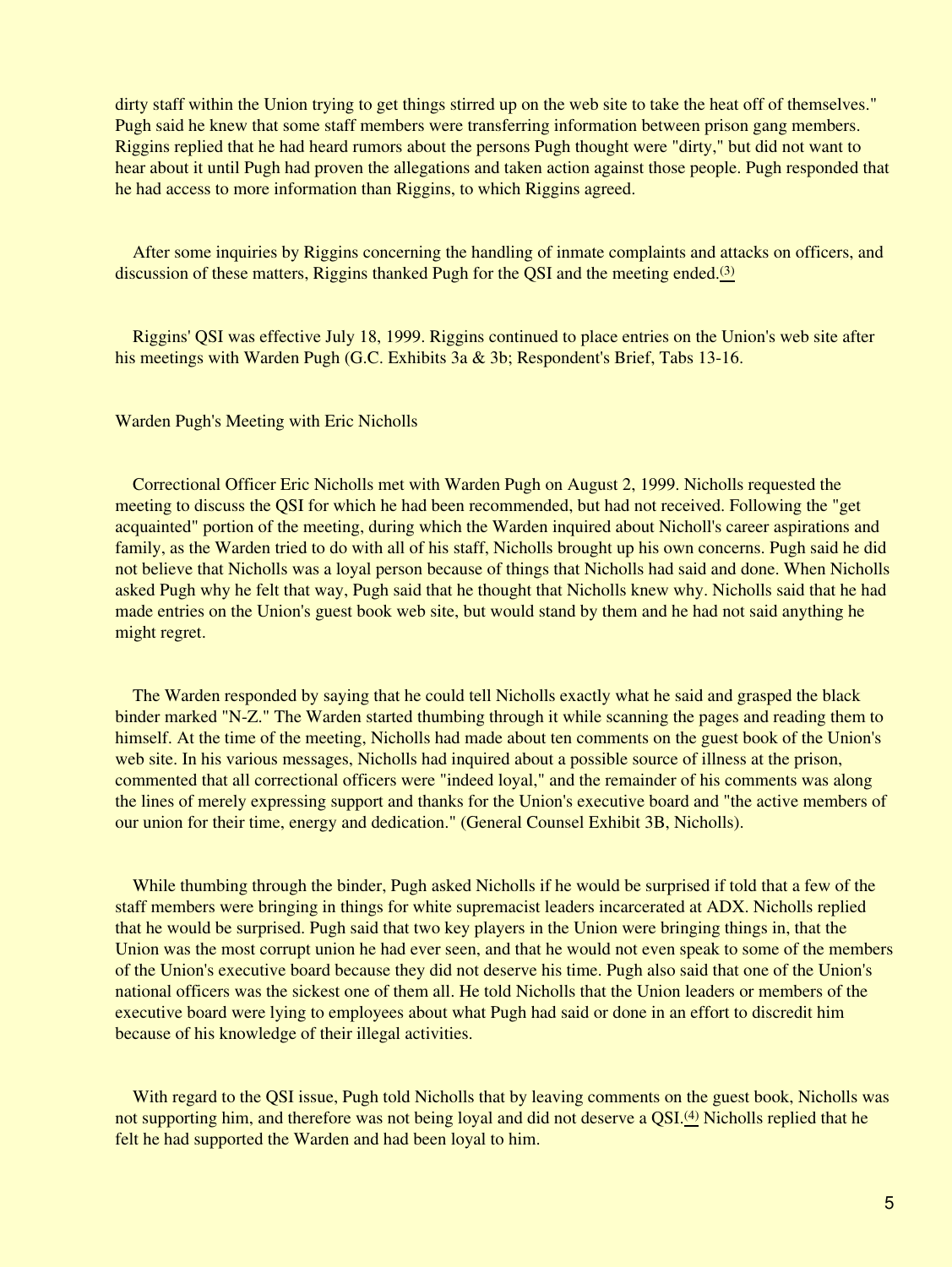dirty staff within the Union trying to get things stirred up on the web site to take the heat off of themselves." Pugh said he knew that some staff members were transferring information between prison gang members. Riggins replied that he had heard rumors about the persons Pugh thought were "dirty," but did not want to hear about it until Pugh had proven the allegations and taken action against those people. Pugh responded that he had access to more information than Riggins, to which Riggins agreed.

After some inquiries by Riggins concerning the handling of inmate complaints and attacks on officers, and discussion of these matters, Riggins thanked Pugh for the QSI and the meeting ended.[(3)]

Riggins' QSI was effective July 18, 1999. Riggins continued to place entries on the Union's web site after his meetings with Warden Pugh (G.C. Exhibits 3a & 3b; Respondent's Brief, Tabs 13-16.

Warden Pugh's Meeting with Eric Nicholls

Correctional Officer Eric Nicholls met with Warden Pugh on August 2, 1999. Nicholls requested the meeting to discuss the QSI for which he had been recommended, but had not received. Following the "get acquainted" portion of the meeting, during which the Warden inquired about Nicholl's career aspirations and family, as the Warden tried to do with all of his staff, Nicholls brought up his own concerns. Pugh said he did not believe that Nicholls was a loyal person because of things that Nicholls had said and done. When Nicholls asked Pugh why he felt that way, Pugh said that he thought that Nicholls knew why. Nicholls said that he had made entries on the Union's guest book web site, but would stand by them and he had not said anything he might regret.

The Warden responded by saying that he could tell Nicholls exactly what he said and grasped the black binder marked "N-Z." The Warden started thumbing through it while scanning the pages and reading them to himself. At the time of the meeting, Nicholls had made about ten comments on the guest book of the Union's web site. In his various messages, Nicholls had inquired about a possible source of illness at the prison, commented that all correctional officers were "indeed loyal," and the remainder of his comments was along the lines of merely expressing support and thanks for the Union's executive board and "the active members of our union for their time, energy and dedication." (General Counsel Exhibit 3B, Nicholls).

While thumbing through the binder, Pugh asked Nicholls if he would be surprised if told that a few of the staff members were bringing in things for white supremacist leaders incarcerated at ADX. Nicholls replied that he would be surprised. Pugh said that two key players in the Union were bringing things in, that the Union was the most corrupt union he had ever seen, and that he would not even speak to some of the members of the Union's executive board because they did not deserve his time. Pugh also said that one of the Union's national officers was the sickest one of them all. He told Nicholls that the Union leaders or members of the executive board were lying to employees about what Pugh had said or done in an effort to discredit him because of his knowledge of their illegal activities.

With regard to the QSI issue, Pugh told Nicholls that by leaving comments on the guest book, Nicholls was not supporting him, and therefore was not being loyal and did not deserve a QSI.[(4)] Nicholls replied that he felt he had supported the Warden and had been loyal to him.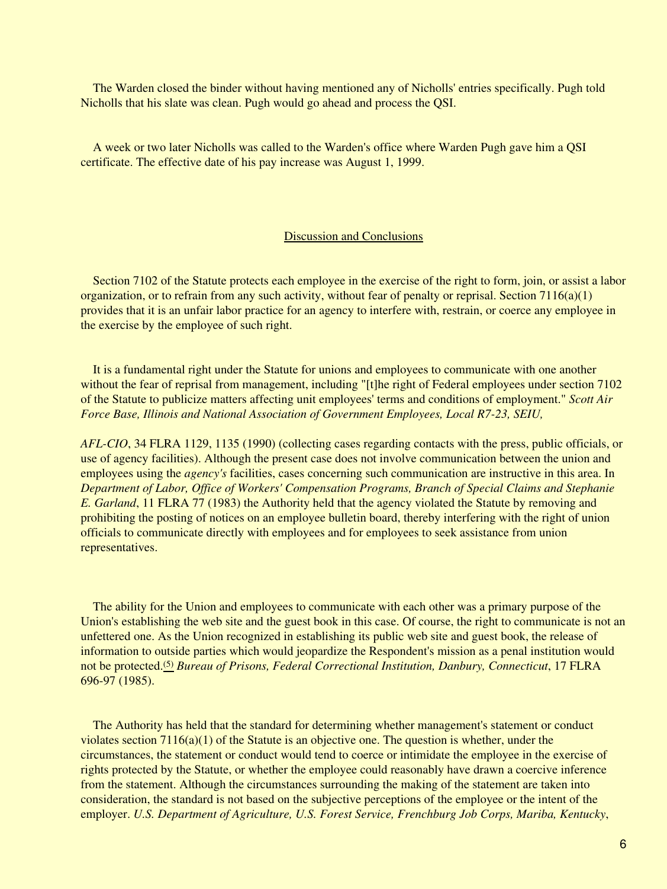The Warden closed the binder without having mentioned any of Nicholls' entries specifically. Pugh told Nicholls that his slate was clean. Pugh would go ahead and process the QSI.

A week or two later Nicholls was called to the Warden's office where Warden Pugh gave him a QSI certificate. The effective date of his pay increase was August 1, 1999.

## Discussion and Conclusions

Section 7102 of the Statute protects each employee in the exercise of the right to form, join, or assist a labor organization, or to refrain from any such activity, without fear of penalty or reprisal. Section 7116(a)(1) provides that it is an unfair labor practice for an agency to interfere with, restrain, or coerce any employee in the exercise by the employee of such right.

It is a fundamental right under the Statute for unions and employees to communicate with one another without the fear of reprisal from management, including "[t]he right of Federal employees under section 7102 of the Statute to publicize matters affecting unit employees' terms and conditions of employment." *Scott Air Force Base, Illinois and National Association of Government Employees, Local R7-23, SEIU, AFL-CIO*, 34 FLRA 1129, 1135 (1990) (collecting cases regarding contacts with the press, public officials, or use of agency facilities). Although the present case does not involve communication between the union and employees using the *agency's* facilities, cases concerning such communication are instructive in this area. In *Department of Labor, Office of Workers' Compensation Programs, Branch of Special Claims and Stephanie E. Garland*, 11 FLRA 77 (1983) the Authority held that the agency violated the Statute by removing and prohibiting the posting of notices on an employee bulletin board, thereby interfering with the right of union officials to communicate directly with employees and for employees to seek assistance from union representatives.

The ability for the Union and employees to communicate with each other was a primary purpose of the Union's establishing the web site and the guest book in this case. Of course, the right to communicate is not an unfettered one. As the Union recognized in establishing its public web site and guest book, the release of information to outside parties which would jeopardize the Respondent's mission as a penal institution would not be protected.(5) *Bureau of Prisons, Federal Correctional Institution, Danbury, Connecticut*, 17 FLRA 696-97 (1985).

The Authority has held that the standard for determining whether management's statement or conduct violates section 7116(a)(1) of the Statute is an objective one. The question is whether, under the circumstances, the statement or conduct would tend to coerce or intimidate the employee in the exercise of rights protected by the Statute, or whether the employee could reasonably have drawn a coercive inference from the statement. Although the circumstances surrounding the making of the statement are taken into consideration, the standard is not based on the subjective perceptions of the employee or the intent of the employer. *U.S. Department of Agriculture, U.S. Forest Service, Frenchburg Job Corps, Mariba, Kentucky*,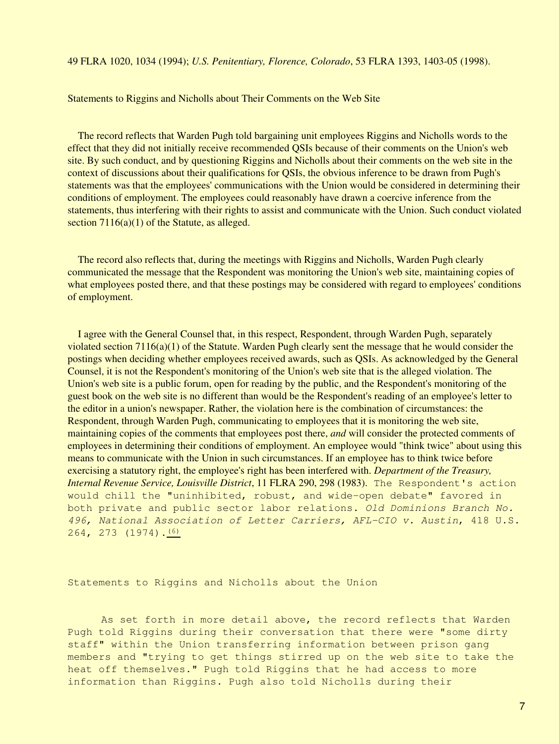49 FLRA 1020, 1034 (1994); *U.S. Penitentiary, Florence, Colorado*, 53 FLRA 1393, 1403-05 (1998).

Statements to Riggins and Nicholls about Their Comments on the Web Site

The record reflects that Warden Pugh told bargaining unit employees Riggins and Nicholls words to the effect that they did not initially receive recommended QSIs because of their comments on the Union's web site. By such conduct, and by questioning Riggins and Nicholls about their comments on the web site in the context of discussions about their qualifications for QSIs, the obvious inference to be drawn from Pugh's statements was that the employees' communications with the Union would be considered in determining their conditions of employment. The employees could reasonably have drawn a coercive inference from the statements, thus interfering with their rights to assist and communicate with the Union. Such conduct violated section 7116(a)(1) of the Statute, as alleged.

The record also reflects that, during the meetings with Riggins and Nicholls, Warden Pugh clearly communicated the message that the Respondent was monitoring the Union's web site, maintaining copies of what employees posted there, and that these postings may be considered with regard to employees' conditions of employment.

I agree with the General Counsel that, in this respect, Respondent, through Warden Pugh, separately violated section 7116(a)(1) of the Statute. Warden Pugh clearly sent the message that he would consider the postings when deciding whether employees received awards, such as QSIs. As acknowledged by the General Counsel, it is not the Respondent's monitoring of the Union's web site that is the alleged violation. The Union's web site is a public forum, open for reading by the public, and the Respondent's monitoring of the guest book on the web site is no different than would be the Respondent's reading of an employee's letter to the editor in a union's newspaper. Rather, the violation here is the combination of circumstances: the Respondent, through Warden Pugh, communicating to employees that it is monitoring the web site, maintaining copies of the comments that employees post there, *and* will consider the protected comments of employees in determining their conditions of employment. An employee would "think twice" about using this means to communicate with the Union in such circumstances. If an employee has to think twice before exercising a statutory right, the employee's right has been interfered with. *Department of the Treasury, Internal Revenue Service, Louisville District*, 11 FLRA 290, 298 (1983). The Respondent's action would chill the "uninhibited, robust, and wide-open debate" favored in both private and public sector labor relations. *Old Dominions Branch No. 496, National Association of Letter Carriers, AFL-CIO v. Austin*, 418 U.S. 264, 273 (1974).[(6)]

Statements to Riggins and Nicholls about the Union

As set forth in more detail above, the record reflects that Warden Pugh told Riggins during their conversation that there were "some dirty staff" within the Union transferring information between prison gang members and "trying to get things stirred up on the web site to take the heat off themselves." Pugh told Riggins that he had access to more information than Riggins. Pugh also told Nicholls during their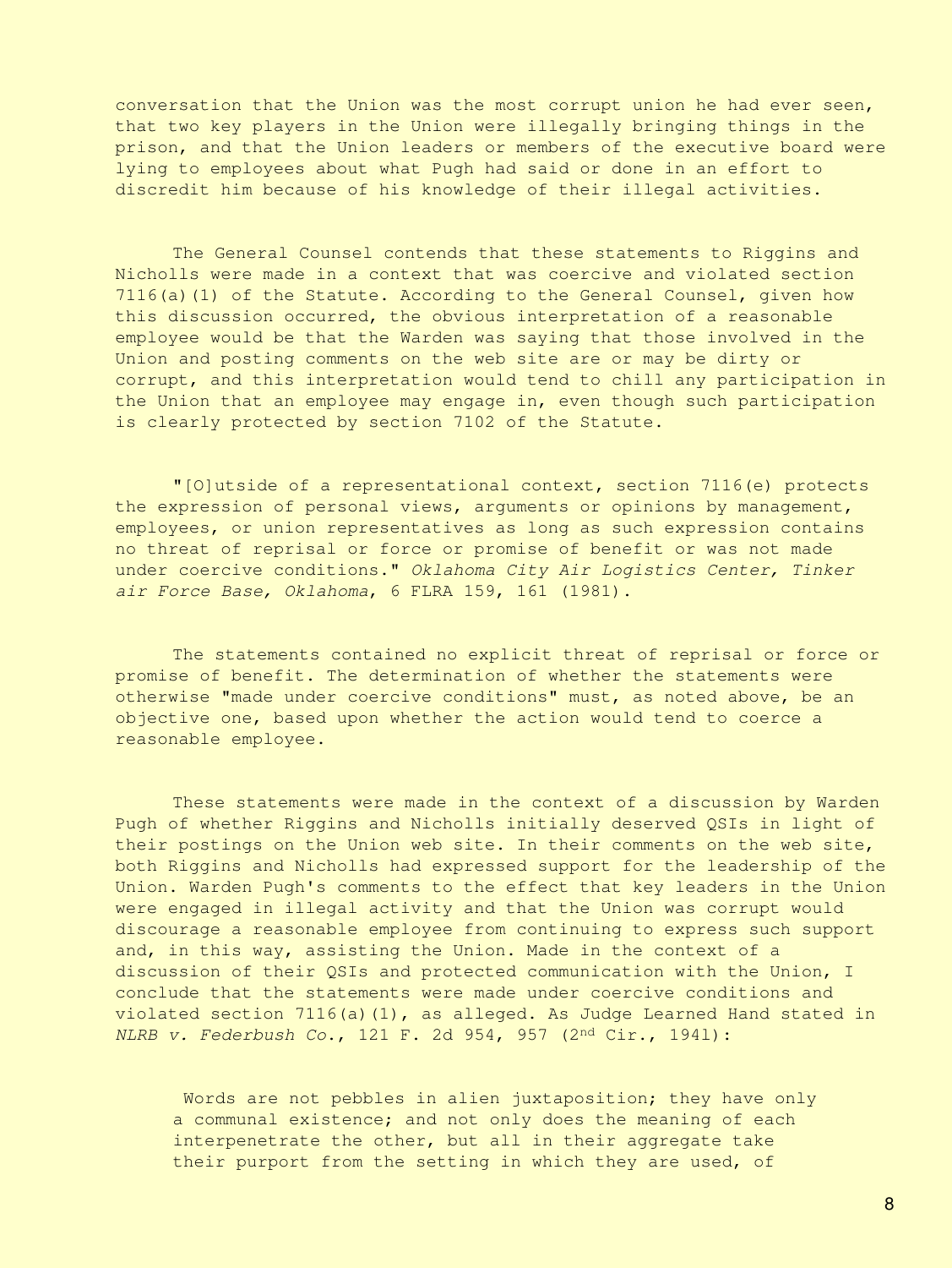conversation that the Union was the most corrupt union he had ever seen, that two key players in the Union were illegally bringing things in the prison, and that the Union leaders or members of the executive board were lying to employees about what Pugh had said or done in an effort to discredit him because of his knowledge of their illegal activities.

The General Counsel contends that these statements to Riggins and Nicholls were made in a context that was coercive and violated section 7116(a)(1) of the Statute. According to the General Counsel, given how this discussion occurred, the obvious interpretation of a reasonable employee would be that the Warden was saying that those involved in the Union and posting comments on the web site are or may be dirty or corrupt, and this interpretation would tend to chill any participation in the Union that an employee may engage in, even though such participation is clearly protected by section 7102 of the Statute.

"[O]utside of a representational context, section 7116(e) protects the expression of personal views, arguments or opinions by management, employees, or union representatives as long as such expression contains no threat of reprisal or force or promise of benefit or was not made under coercive conditions." *Oklahoma City Air Logistics Center, Tinker air Force Base, Oklahoma*, 6 FLRA 159, 161 (1981).

The statements contained no explicit threat of reprisal or force or promise of benefit. The determination of whether the statements were otherwise "made under coercive conditions" must, as noted above, be an objective one, based upon whether the action would tend to coerce a reasonable employee.

These statements were made in the context of a discussion by Warden Pugh of whether Riggins and Nicholls initially deserved QSIs in light of their postings on the Union web site. In their comments on the web site, both Riggins and Nicholls had expressed support for the leadership of the Union. Warden Pugh's comments to the effect that key leaders in the Union were engaged in illegal activity and that the Union was corrupt would discourage a reasonable employee from continuing to express such support and, in this way, assisting the Union. Made in the context of a discussion of their QSIs and protected communication with the Union, I conclude that the statements were made under coercive conditions and violated section 7116(a)(1), as alleged. As Judge Learned Hand stated in *NLRB v. Federbush Co.*, 121 F. 2d 954, 957 (2nd Cir., 1941):

> Words are not pebbles in alien juxtaposition; they have only a communal existence; and not only does the meaning of each interpenetrate the other, but all in their aggregate take their purport from the setting in which they are used, of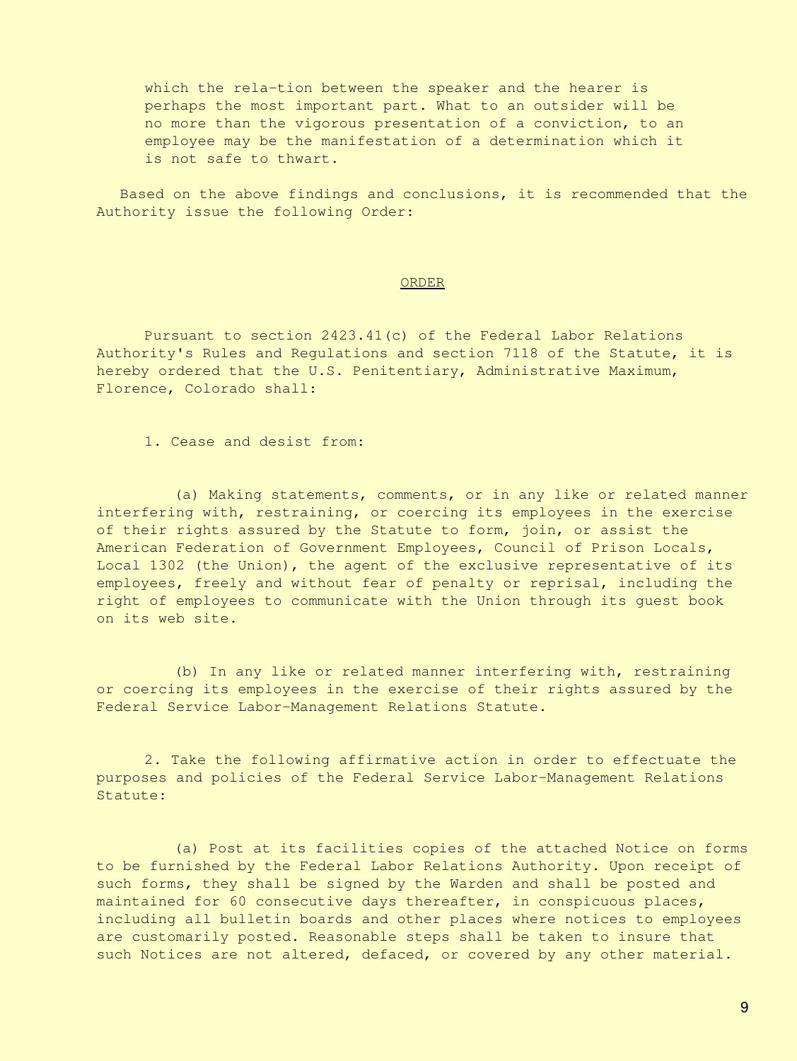> which the rela-tion between the speaker and the hearer is perhaps the most important part. What to an outsider will be no more than the vigorous presentation of a conviction, to an employee may be the manifestation of a determination which it is not safe to thwart.

Based on the above findings and conclusions, it is recommended that the Authority issue the following Order:

## ORDER

Pursuant to section 2423.41(c) of the Federal Labor Relations Authority's Rules and Regulations and section 7118 of the Statute, it is hereby ordered that the U.S. Penitentiary, Administrative Maximum, Florence, Colorado shall:

1. Cease and desist from:

   (a) Making statements, comments, or in any like or related manner interfering with, restraining, or coercing its employees in the exercise of their rights assured by the Statute to form, join, or assist the American Federation of Government Employees, Council of Prison Locals, Local 1302 (the Union), the agent of the exclusive representative of its employees, freely and without fear of penalty or reprisal, including the right of employees to communicate with the Union through its guest book on its web site.

   (b) In any like or related manner interfering with, restraining or coercing its employees in the exercise of their rights assured by the Federal Service Labor-Management Relations Statute.

2. Take the following affirmative action in order to effectuate the purposes and policies of the Federal Service Labor-Management Relations Statute:

   (a) Post at its facilities copies of the attached Notice on forms to be furnished by the Federal Labor Relations Authority. Upon receipt of such forms, they shall be signed by the Warden and shall be posted and maintained for 60 consecutive days thereafter, in conspicuous places, including all bulletin boards and other places where notices to employees are customarily posted. Reasonable steps shall be taken to insure that such Notices are not altered, defaced, or covered by any other material.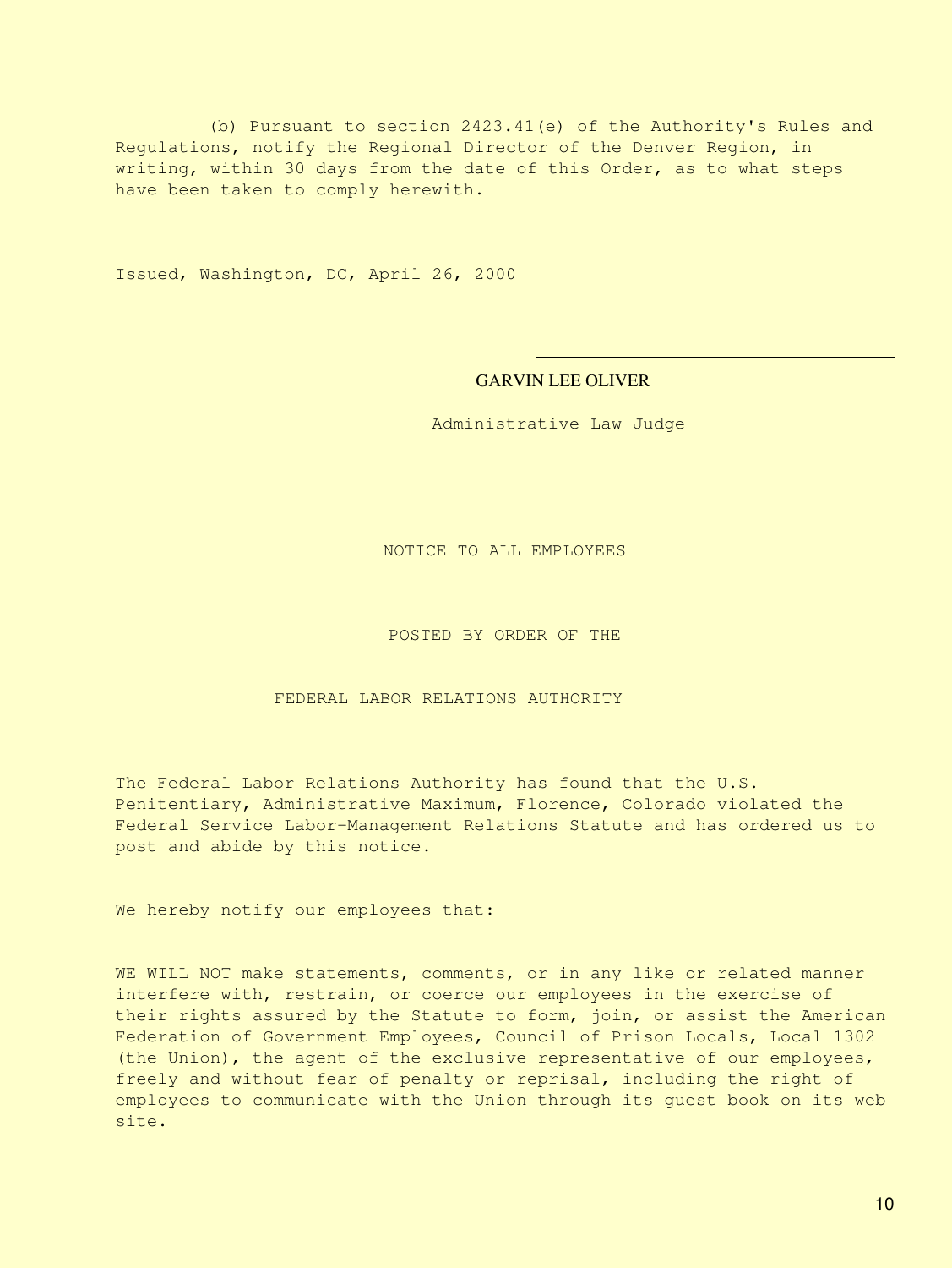(b) Pursuant to section 2423.41(e) of the Authority's Rules and Regulations, notify the Regional Director of the Denver Region, in writing, within 30 days from the date of this Order, as to what steps have been taken to comply herewith.

Issued, Washington, DC, April 26, 2000

GARVIN LEE OLIVER

Administrative Law Judge

NOTICE TO ALL EMPLOYEES

POSTED BY ORDER OF THE

FEDERAL LABOR RELATIONS AUTHORITY

The Federal Labor Relations Authority has found that the U.S. Penitentiary, Administrative Maximum, Florence, Colorado violated the Federal Service Labor-Management Relations Statute and has ordered us to post and abide by this notice.

We hereby notify our employees that:

WE WILL NOT make statements, comments, or in any like or related manner interfere with, restrain, or coerce our employees in the exercise of their rights assured by the Statute to form, join, or assist the American Federation of Government Employees, Council of Prison Locals, Local 1302 (the Union), the agent of the exclusive representative of our employees, freely and without fear of penalty or reprisal, including the right of employees to communicate with the Union through its guest book on its web site.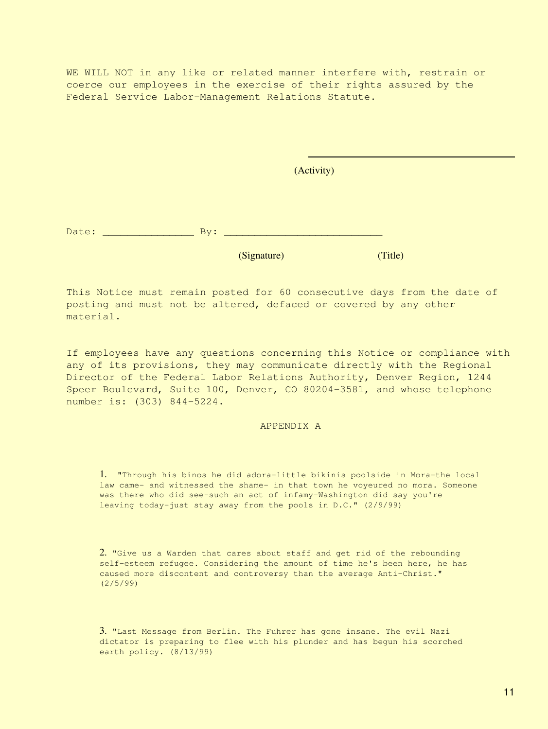WE WILL NOT in any like or related manner interfere with, restrain or coerce our employees in the exercise of their rights assured by the Federal Service Labor-Management Relations Statute.

\_\_\_\_\_\_\_\_\_\_\_\_\_\_\_\_\_\_\_\_\_\_\_\_\_\_\_\_\_\_\_\_\_\_\_\_\_\_

(Activity)

Date: \_\_\_\_\_\_\_\_\_\_\_\_\_\_\_ By: \_\_\_\_\_\_\_\_\_\_\_\_\_\_\_\_\_\_\_\_\_\_\_\_\_\_

(Signature) (Title)

This Notice must remain posted for 60 consecutive days from the date of posting and must not be altered, defaced or covered by any other material.

If employees have any questions concerning this Notice or compliance with any of its provisions, they may communicate directly with the Regional Director of the Federal Labor Relations Authority, Denver Region, 1244 Speer Boulevard, Suite 100, Denver, CO 80204-3581, and whose telephone number is: (303) 844-5224.

APPENDIX A

1. "Through his binos he did adora-little bikinis poolside in Mora-the local law came- and witnessed the shame- in that town he voyeured no mora. Someone was there who did see-such an act of infamy-Washington did say you're leaving today-just stay away from the pools in D.C." (2/9/99)

2. "Give us a Warden that cares about staff and get rid of the rebounding self-esteem refugee. Considering the amount of time he's been here, he has caused more discontent and controversy than the average Anti-Christ." (2/5/99)

3. "Last Message from Berlin. The Fuhrer has gone insane. The evil Nazi dictator is preparing to flee with his plunder and has begun his scorched earth policy. (8/13/99)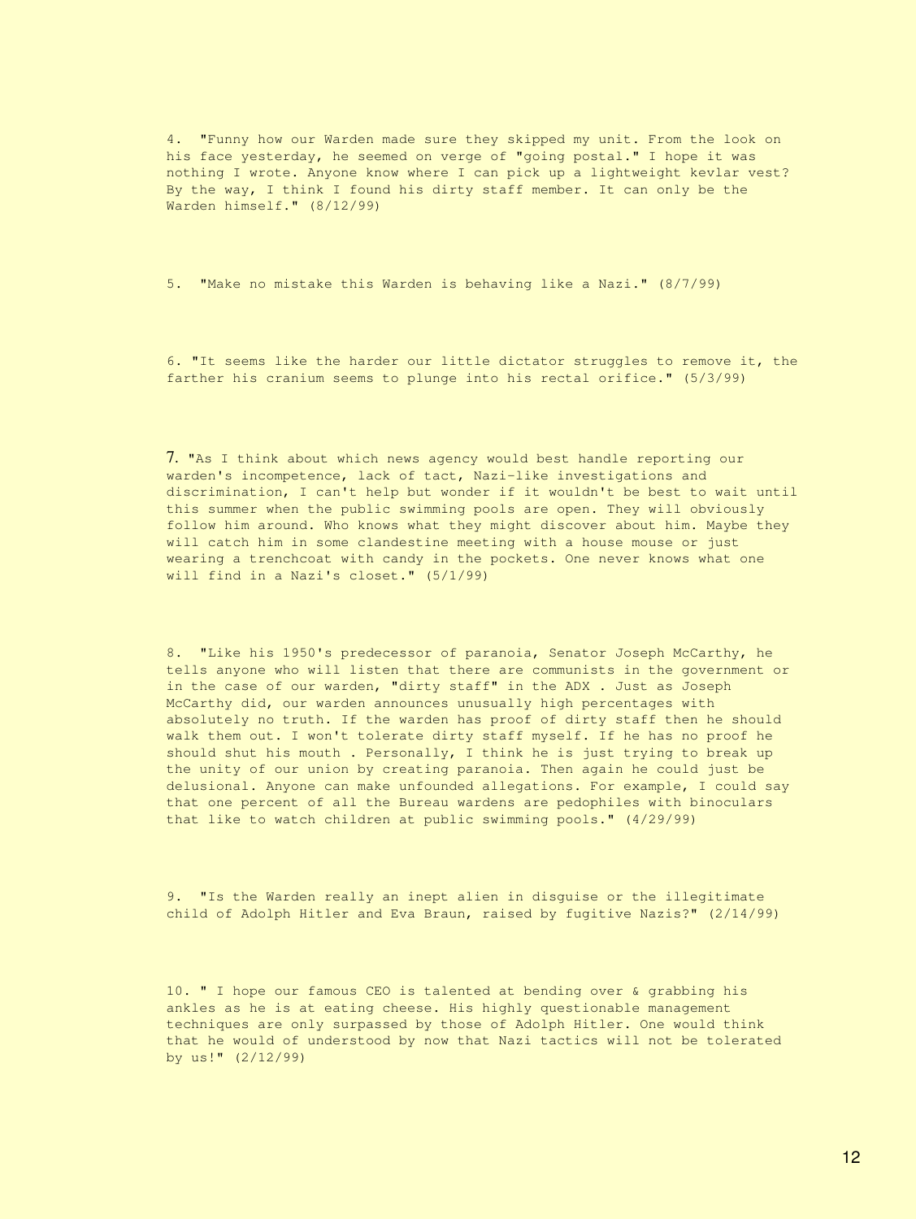4. "Funny how our Warden made sure they skipped my unit. From the look on his face yesterday, he seemed on verge of "going postal." I hope it was nothing I wrote. Anyone know where I can pick up a lightweight kevlar vest? By the way, I think I found his dirty staff member. It can only be the Warden himself." (8/12/99)

5. "Make no mistake this Warden is behaving like a Nazi." (8/7/99)

6. "It seems like the harder our little dictator struggles to remove it, the farther his cranium seems to plunge into his rectal orifice." (5/3/99)

7. "As I think about which news agency would best handle reporting our warden's incompetence, lack of tact, Nazi-like investigations and discrimination, I can't help but wonder if it wouldn't be best to wait until this summer when the public swimming pools are open. They will obviously follow him around. Who knows what they might discover about him. Maybe they will catch him in some clandestine meeting with a house mouse or just wearing a trenchcoat with candy in the pockets. One never knows what one will find in a Nazi's closet." (5/1/99)

8. "Like his 1950's predecessor of paranoia, Senator Joseph McCarthy, he tells anyone who will listen that there are communists in the government or in the case of our warden, "dirty staff" in the ADX . Just as Joseph McCarthy did, our warden announces unusually high percentages with absolutely no truth. If the warden has proof of dirty staff then he should walk them out. I won't tolerate dirty staff myself. If he has no proof he should shut his mouth . Personally, I think he is just trying to break up the unity of our union by creating paranoia. Then again he could just be delusional. Anyone can make unfounded allegations. For example, I could say that one percent of all the Bureau wardens are pedophiles with binoculars that like to watch children at public swimming pools." (4/29/99)

9. "Is the Warden really an inept alien in disguise or the illegitimate child of Adolph Hitler and Eva Braun, raised by fugitive Nazis?" (2/14/99)

10. " I hope our famous CEO is talented at bending over & grabbing his ankles as he is at eating cheese. His highly questionable management techniques are only surpassed by those of Adolph Hitler. One would think that he would of understood by now that Nazi tactics will not be tolerated by us!" (2/12/99)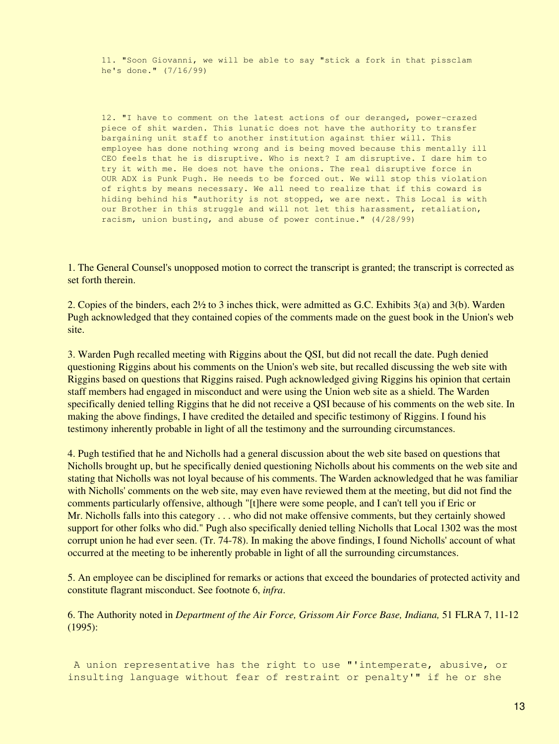11. "Soon Giovanni, we will be able to say "stick a fork in that pissclam he's done." (7/16/99)

12. "I have to comment on the latest actions of our deranged, power-crazed piece of shit warden. This lunatic does not have the authority to transfer bargaining unit staff to another institution against thier will. This employee has done nothing wrong and is being moved because this mentally ill CEO feels that he is disruptive. Who is next? I am disruptive. I dare him to try it with me. He does not have the onions. The real disruptive force in OUR ADX is Punk Pugh. He needs to be forced out. We will stop this violation of rights by means necessary. We all need to realize that if this coward is hiding behind his "authority is not stopped, we are next. This Local is with our Brother in this struggle and will not let this harassment, retaliation, racism, union busting, and abuse of power continue." (4/28/99)

1. The General Counsel's unopposed motion to correct the transcript is granted; the transcript is corrected as set forth therein.

2. Copies of the binders, each 2½ to 3 inches thick, were admitted as G.C. Exhibits 3(a) and 3(b). Warden Pugh acknowledged that they contained copies of the comments made on the guest book in the Union's web site.

3. Warden Pugh recalled meeting with Riggins about the QSI, but did not recall the date. Pugh denied questioning Riggins about his comments on the Union's web site, but recalled discussing the web site with Riggins based on questions that Riggins raised. Pugh acknowledged giving Riggins his opinion that certain staff members had engaged in misconduct and were using the Union web site as a shield. The Warden specifically denied telling Riggins that he did not receive a QSI because of his comments on the web site. In making the above findings, I have credited the detailed and specific testimony of Riggins. I found his testimony inherently probable in light of all the testimony and the surrounding circumstances.

4. Pugh testified that he and Nicholls had a general discussion about the web site based on questions that Nicholls brought up, but he specifically denied questioning Nicholls about his comments on the web site and stating that Nicholls was not loyal because of his comments. The Warden acknowledged that he was familiar with Nicholls' comments on the web site, may even have reviewed them at the meeting, but did not find the comments particularly offensive, although "[t]here were some people, and I can't tell you if Eric or Mr. Nicholls falls into this category . . . who did not make offensive comments, but they certainly showed support for other folks who did." Pugh also specifically denied telling Nicholls that Local 1302 was the most corrupt union he had ever seen. (Tr. 74-78). In making the above findings, I found Nicholls' account of what occurred at the meeting to be inherently probable in light of all the surrounding circumstances.

5. An employee can be disciplined for remarks or actions that exceed the boundaries of protected activity and constitute flagrant misconduct. See footnote 6, *infra*.

6. The Authority noted in *Department of the Air Force, Grissom Air Force Base, Indiana,* 51 FLRA 7, 11-12 (1995):

A union representative has the right to use "'intemperate, abusive, or insulting language without fear of restraint or penalty'" if he or she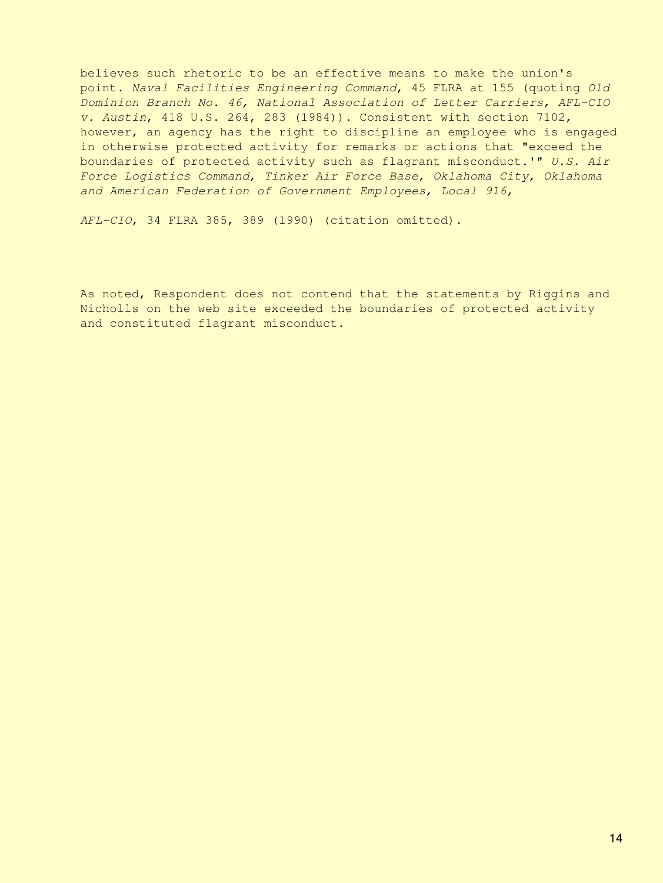believes such rhetoric to be an effective means to make the union's point. *Naval Facilities Engineering Command*, 45 FLRA at 155 (quoting *Old Dominion Branch No. 46, National Association of Letter Carriers, AFL-CIO v. Austin*, 418 U.S. 264, 283 (1984)). Consistent with section 7102, however, an agency has the right to discipline an employee who is engaged in otherwise protected activity for remarks or actions that "exceed the boundaries of protected activity such as flagrant misconduct.'" *U.S. Air Force Logistics Command, Tinker Air Force Base, Oklahoma City, Oklahoma and American Federation of Government Employees, Local 916, AFL-CIO*, 34 FLRA 385, 389 (1990) (citation omitted).

As noted, Respondent does not contend that the statements by Riggins and Nicholls on the web site exceeded the boundaries of protected activity and constituted flagrant misconduct.